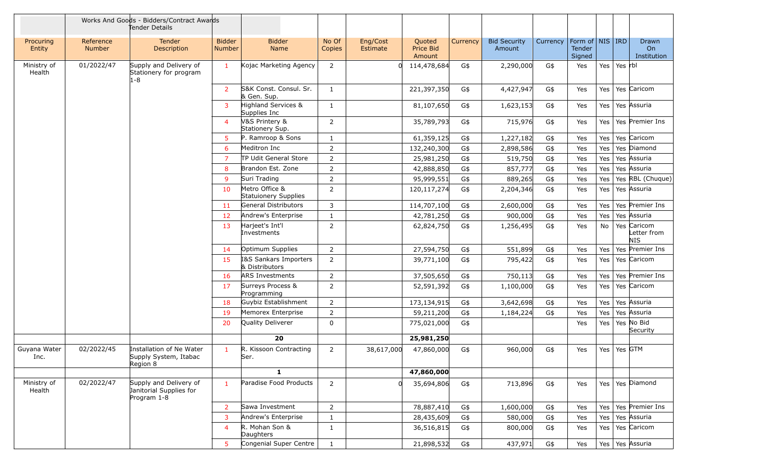| | Works And Goods - Bidders/Contract Awards Tender Details | | | | | | | | | | | | | |
|---|---|---|---|---|---|---|---|---|---|---|---|---|---|---|
| Procuring Entity | Reference Number | Tender Description | Bidder Number | Bidder Name | No Of Copies | Eng/Cost Estimate | Quoted Price Bid Amount | Currency | Bid Security Amount | Currency | Form of Tender Signed | NIS | IRD | Drawn On Institution |
| Ministry of Health | 01/2022/47 | Supply and Delivery of Stationery for program 1-8 | 1 | Kojac Marketing Agency | 2 | 0 | 114,478,684 | G$ | 2,290,000 | G$ | Yes | Yes | Yes | rbl |
| | | | 2 | S&K Const. Consul. Sr. & Gen. Sup. | 1 | | 221,397,350 | G$ | 4,427,947 | G$ | Yes | Yes | Yes | Caricom |
| | | | 3 | Highland Services & Supplies Inc | 1 | | 81,107,650 | G$ | 1,623,153 | G$ | Yes | Yes | Yes | Assuria |
| | | | 4 | V&S Printery & Stationery Sup. | 2 | | 35,789,793 | G$ | 715,976 | G$ | Yes | Yes | Yes | Premier Ins |
| | | | 5 | P. Ramroop & Sons | 1 | | 61,359,125 | G$ | 1,227,182 | G$ | Yes | Yes | Yes | Caricom |
| | | | 6 | Meditron Inc | 2 | | 132,240,300 | G$ | 2,898,586 | G$ | Yes | Yes | Yes | Diamond |
| | | | 7 | TP Udit General Store | 2 | | 25,981,250 | G$ | 519,750 | G$ | Yes | Yes | Yes | Assuria |
| | | | 8 | Brandon Est. Zone | 2 | | 42,888,850 | G$ | 857,777 | G$ | Yes | Yes | Yes | Assuria |
| | | | 9 | Suri Trading | 2 | | 95,999,551 | G$ | 889,265 | G$ | Yes | Yes | Yes | RBL (Chuque) |
| | | | 10 | Metro Office & Statuionery Supplies | 2 | | 120,117,274 | G$ | 2,204,346 | G$ | Yes | Yes | Yes | Assuria |
| | | | 11 | General Distributors | 3 | | 114,707,100 | G$ | 2,600,000 | G$ | Yes | Yes | Yes | Premier Ins |
| | | | 12 | Andrew's Enterprise | 1 | | 42,781,250 | G$ | 900,000 | G$ | Yes | Yes | Yes | Assuria |
| | | | 13 | Harjeet's Int'l Investments | 2 | | 62,824,750 | G$ | 1,256,495 | G$ | Yes | No | Yes | Caricom Letter from NIS |
| | | | 14 | Optimum Supplies | 2 | | 27,594,750 | G$ | 551,899 | G$ | Yes | Yes | Yes | Premier Ins |
| | | | 15 | I&S Sankars Importers & Distributors | 2 | | 39,771,100 | G$ | 795,422 | G$ | Yes | Yes | Yes | Caricom |
| | | | 16 | ARS Investments | 2 | | 37,505,650 | G$ | 750,113 | G$ | Yes | Yes | Yes | Premier Ins |
| | | | 17 | Surreys Process & Programming | 2 | | 52,591,392 | G$ | 1,100,000 | G$ | Yes | Yes | Yes | Caricom |
| | | | 18 | Guybiz Establishment | 2 | | 173,134,915 | G$ | 3,642,698 | G$ | Yes | Yes | Yes | Assuria |
| | | | 19 | Memorex Enterprise | 2 | | 59,211,200 | G$ | 1,184,224 | G$ | Yes | Yes | Yes | Assuria |
| | | | 20 | Quality Deliverer | 0 | | 775,021,000 | G$ | | | Yes | Yes | Yes | No Bid Security |
| | | | | **20** | | | **25,981,250** | | | | | | | |
| Guyana Water Inc. | 02/2022/45 | Installation of Ne Water Supply System, Itabac Region 8 | 1 | R. Kissoon Contracting Ser. | 2 | 38,617,000 | 47,860,000 | G$ | 960,000 | G$ | Yes | Yes | Yes | GTM |
| | | | | **1** | | | **47,860,000** | | | | | | | |
| Ministry of Health | 02/2022/47 | Supply and Delivery of Janitorial Supplies for Program 1-8 | 1 | Paradise Food Products | 2 | 0 | 35,694,806 | G$ | 713,896 | G$ | Yes | Yes | Yes | Diamond |
| | | | 2 | Sawa Investment | 2 | | 78,887,410 | G$ | 1,600,000 | G$ | Yes | Yes | Yes | Premier Ins |
| | | | 3 | Andrew's Enterprise | 1 | | 28,435,609 | G$ | 580,000 | G$ | Yes | Yes | Yes | Assuria |
| | | | 4 | R. Mohan Son & Daughters | 1 | | 36,516,815 | G$ | 800,000 | G$ | Yes | Yes | Yes | Caricom |
| | | | 5 | Congenial Super Centre | 1 | | 21,898,532 | G$ | 437,971 | G$ | Yes | Yes | Yes | Assuria |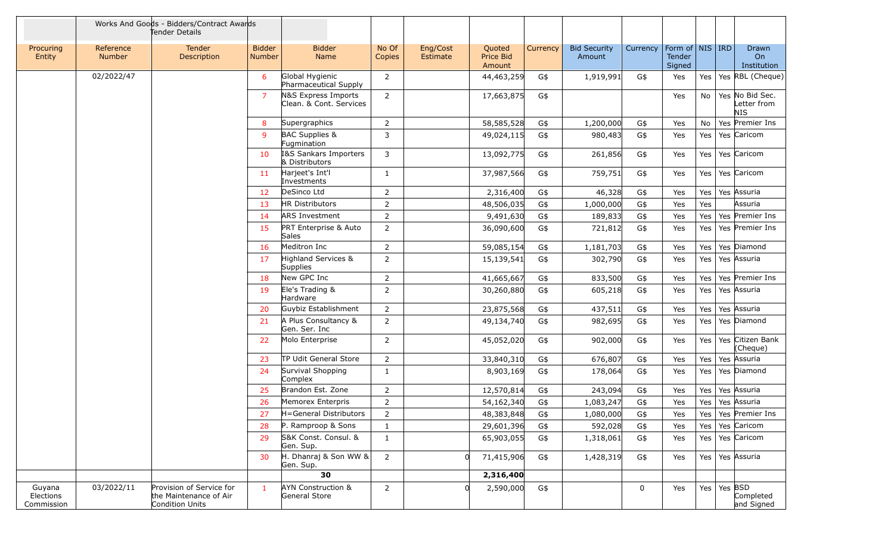| | Works And Goods - Bidders/Contract Awards Tender Details | | | | | | | | | | | | | |
|---|---|---|---|---|---|---|---|---|---|---|---|---|---|---|
| Procuring Entity | Reference Number | Tender Description | Bidder Number | Bidder Name | No Of Copies | Eng/Cost Estimate | Quoted Price Bid Amount | Currency | Bid Security Amount | Currency | Form of Tender Signed | NIS | IRD | Drawn On Institution |
| | 02/2022/47 | | 6 | Global Hygienic Pharmaceutical Supply | 2 | | 44,463,259 | G$ | 1,919,991 | G$ | Yes | Yes | Yes | RBL (Cheque) |
| | | | 7 | N&S Express Imports Clean. & Cont. Services | 2 | | 17,663,875 | G$ | | | Yes | No | Yes | No Bid Sec. Letter from NIS |
| | | | 8 | Supergraphics | 2 | | 58,585,528 | G$ | 1,200,000 | G$ | Yes | No | Yes | Premier Ins |
| | | | 9 | BAC Supplies & Fugmination | 3 | | 49,024,115 | G$ | 980,483 | G$ | Yes | Yes | Yes | Caricom |
| | | | 10 | I&S Sankars Importers & Distributors | 3 | | 13,092,775 | G$ | 261,856 | G$ | Yes | Yes | Yes | Caricom |
| | | | 11 | Harjeet's Int'l Investments | 1 | | 37,987,566 | G$ | 759,751 | G$ | Yes | Yes | Yes | Caricom |
| | | | 12 | DeSinco Ltd | 2 | | 2,316,400 | G$ | 46,328 | G$ | Yes | Yes | Yes | Assuria |
| | | | 13 | HR Distributors | 2 | | 48,506,035 | G$ | 1,000,000 | G$ | Yes | Yes | | Assuria |
| | | | 14 | ARS Investment | 2 | | 9,491,630 | G$ | 189,833 | G$ | Yes | Yes | Yes | Premier Ins |
| | | | 15 | PRT Enterprise & Auto Sales | 2 | | 36,090,600 | G$ | 721,812 | G$ | Yes | Yes | Yes | Premier Ins |
| | | | 16 | Meditron Inc | 2 | | 59,085,154 | G$ | 1,181,703 | G$ | Yes | Yes | Yes | Diamond |
| | | | 17 | Highland Services & Supplies | 2 | | 15,139,541 | G$ | 302,790 | G$ | Yes | Yes | Yes | Assuria |
| | | | 18 | New GPC Inc | 2 | | 41,665,667 | G$ | 833,500 | G$ | Yes | Yes | Yes | Premier Ins |
| | | | 19 | Ele's Trading & Hardware | 2 | | 30,260,880 | G$ | 605,218 | G$ | Yes | Yes | Yes | Assuria |
| | | | 20 | Guybiz Establishment | 2 | | 23,875,568 | G$ | 437,511 | G$ | Yes | Yes | Yes | Assuria |
| | | | 21 | A Plus Consultancy & Gen. Ser. Inc | 2 | | 49,134,740 | G$ | 982,695 | G$ | Yes | Yes | Yes | Diamond |
| | | | 22 | Molo Enterprise | 2 | | 45,052,020 | G$ | 902,000 | G$ | Yes | Yes | Yes | Citizen Bank (Cheque) |
| | | | 23 | TP Udit General Store | 2 | | 33,840,310 | G$ | 676,807 | G$ | Yes | Yes | Yes | Assuria |
| | | | 24 | Survival Shopping Complex | 1 | | 8,903,169 | G$ | 178,064 | G$ | Yes | Yes | Yes | Diamond |
| | | | 25 | Brandon Est. Zone | 2 | | 12,570,814 | G$ | 243,094 | G$ | Yes | Yes | Yes | Assuria |
| | | | 26 | Memorex Enterpris | 2 | | 54,162,340 | G$ | 1,083,247 | G$ | Yes | Yes | Yes | Assuria |
| | | | 27 | H=General Distributors | 2 | | 48,383,848 | G$ | 1,080,000 | G$ | Yes | Yes | Yes | Premier Ins |
| | | | 28 | P. Ramproop & Sons | 1 | | 29,601,396 | G$ | 592,028 | G$ | Yes | Yes | Yes | Caricom |
| | | | 29 | S&K Const. Consul. & Gen. Sup. | 1 | | 65,903,055 | G$ | 1,318,061 | G$ | Yes | Yes | Yes | Caricom |
| | | | 30 | H. Dhanraj & Son WW & Gen. Sup. | 2 | 0 | 71,415,906 | G$ | 1,428,319 | G$ | Yes | Yes | Yes | Assuria |
| | | | | **30** | | | **2,316,400** | | | | | | | |
| Guyana Elections Commission | 03/2022/11 | Provision of Service for the Maintenance of Air Condition Units | 1 | AYN Construction & General Store | 2 | 0 | 2,590,000 | G$ | | 0 | Yes | Yes | Yes | BSD Completed and Signed |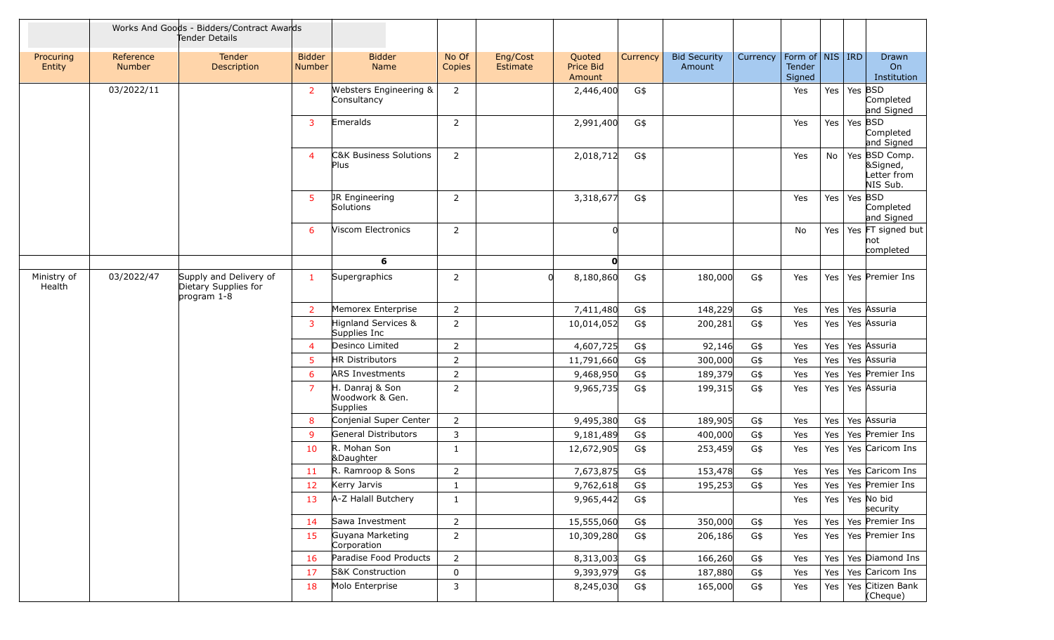| | | Works And Goods - Bidders/Contract Awards Tender Details | | | | | | | | | | | | |
|---|---|---|---|---|---|---|---|---|---|---|---|---|---|---|
| Procuring Entity | Reference Number | Tender Description | Bidder Number | Bidder Name | No Of Copies | Eng/Cost Estimate | Quoted Price Bid Amount | Currency | Bid Security Amount | Currency | Form of Tender Signed | NIS | IRD | Drawn On Institution |
| | 03/2022/11 | | 2 | Websters Engineering & Consultancy | 2 | | 2,446,400 | G$ | | | Yes | Yes | Yes | BSD Completed and Signed |
| | | | 3 | Emeralds | 2 | | 2,991,400 | G$ | | | Yes | Yes | Yes | BSD Completed and Signed |
| | | | 4 | C&K Business Solutions Plus | 2 | | 2,018,712 | G$ | | | Yes | No | Yes | BSD Comp. &Signed, Letter from NIS Sub. |
| | | | 5 | JR Engineering Solutions | 2 | | 3,318,677 | G$ | | | Yes | Yes | Yes | BSD Completed and Signed |
| | | | 6 | Viscom Electronics | 2 | | 0 | | | | No | Yes | Yes | FT signed but not completed |
| | | | | 6 | | | 0 | | | | | | | |
| Ministry of Health | 03/2022/47 | Supply and Delivery of Dietary Supplies for program 1-8 | 1 | Supergraphics | 2 | 0 | 8,180,860 | G$ | 180,000 | G$ | Yes | Yes | Yes | Premier Ins |
| | | | 2 | Memorex Enterprise | 2 | | 7,411,480 | G$ | 148,229 | G$ | Yes | Yes | Yes | Assuria |
| | | | 3 | Hignland Services & Supplies Inc | 2 | | 10,014,052 | G$ | 200,281 | G$ | Yes | Yes | Yes | Assuria |
| | | | 4 | Desinco Limited | 2 | | 4,607,725 | G$ | 92,146 | G$ | Yes | Yes | Yes | Assuria |
| | | | 5 | HR Distributors | 2 | | 11,791,660 | G$ | 300,000 | G$ | Yes | Yes | Yes | Assuria |
| | | | 6 | ARS Investments | 2 | | 9,468,950 | G$ | 189,379 | G$ | Yes | Yes | Yes | Premier Ins |
| | | | 7 | H. Danraj & Son Woodwork & Gen. Supplies | 2 | | 9,965,735 | G$ | 199,315 | G$ | Yes | Yes | Yes | Assuria |
| | | | 8 | Conjenial Super Center | 2 | | 9,495,380 | G$ | 189,905 | G$ | Yes | Yes | Yes | Assuria |
| | | | 9 | General Distributors | 3 | | 9,181,489 | G$ | 400,000 | G$ | Yes | Yes | Yes | Premier Ins |
| | | | 10 | R. Mohan Son &Daughter | 1 | | 12,672,905 | G$ | 253,459 | G$ | Yes | Yes | Yes | Caricom Ins |
| | | | 11 | R. Ramroop & Sons | 2 | | 7,673,875 | G$ | 153,478 | G$ | Yes | Yes | Yes | Caricom Ins |
| | | | 12 | Kerry Jarvis | 1 | | 9,762,618 | G$ | 195,253 | G$ | Yes | Yes | Yes | Premier Ins |
| | | | 13 | A-Z Halall Butchery | 1 | | 9,965,442 | G$ | | | Yes | Yes | Yes | No bid security |
| | | | 14 | Sawa Investment | 2 | | 15,555,060 | G$ | 350,000 | G$ | Yes | Yes | Yes | Premier Ins |
| | | | 15 | Guyana Marketing Corporation | 2 | | 10,309,280 | G$ | 206,186 | G$ | Yes | Yes | Yes | Premier Ins |
| | | | 16 | Paradise Food Products | 2 | | 8,313,003 | G$ | 166,260 | G$ | Yes | Yes | Yes | Diamond Ins |
| | | | 17 | S&K Construction | 0 | | 9,393,979 | G$ | 187,880 | G$ | Yes | Yes | Yes | Caricom Ins |
| | | | 18 | Molo Enterprise | 3 | | 8,245,030 | G$ | 165,000 | G$ | Yes | Yes | Yes | Citizen Bank (Cheque) |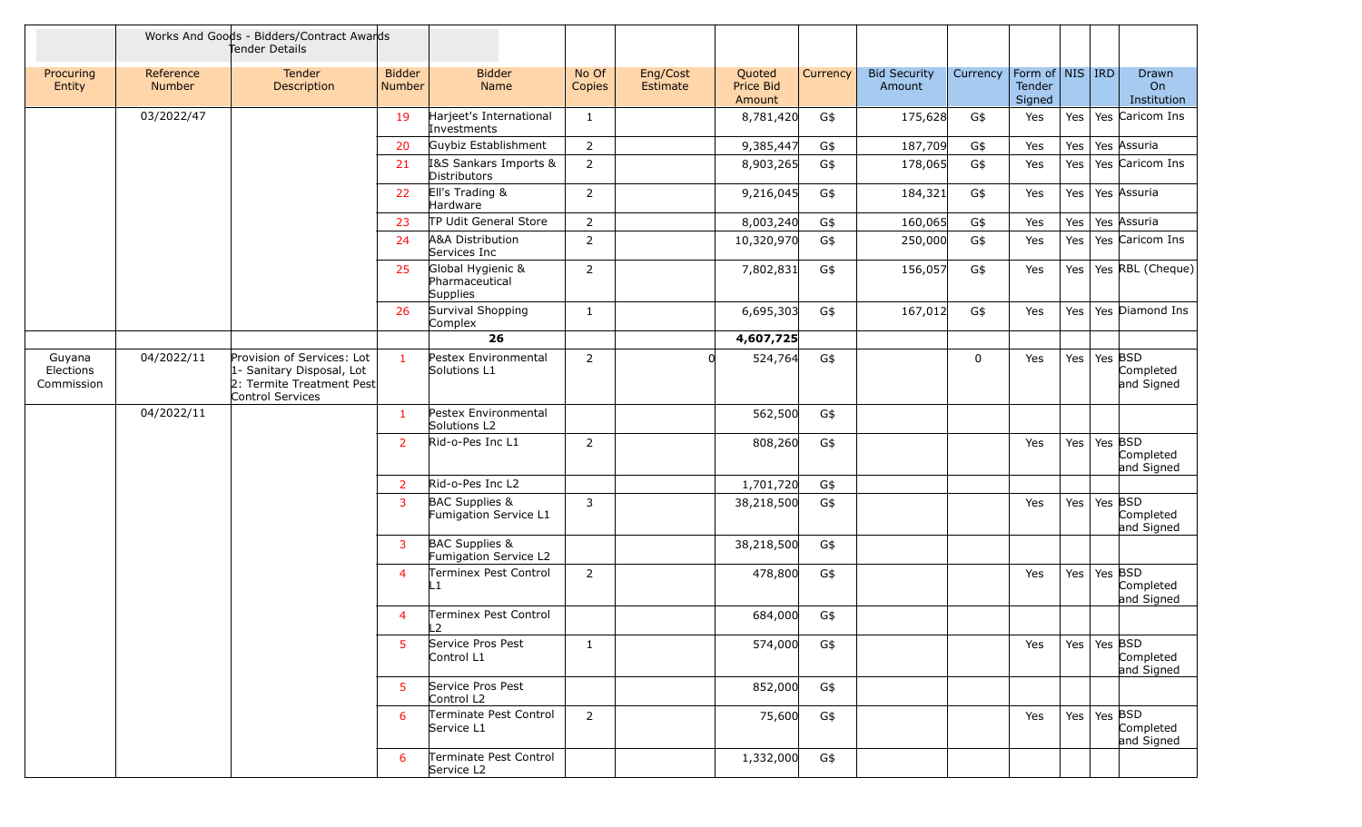| | | Works And Goods - Bidders/Contract Awards Tender Details | | | | | | | | | | | | |
|---|---|---|---|---|---|---|---|---|---|---|---|---|---|---|
| Procuring Entity | Reference Number | Tender Description | Bidder Number | Bidder Name | No Of Copies | Eng/Cost Estimate | Quoted Price Bid Amount | Currency | Bid Security Amount | Currency | Form of Tender Signed | NIS | IRD | Drawn On Institution |
| | 03/2022/47 | | 19 | Harjeet's International Investments | 1 | | 8,781,420 | G$ | 175,628 | G$ | Yes | Yes | Yes | Caricom Ins |
| | | | 20 | Guybiz Establishment | 2 | | 9,385,447 | G$ | 187,709 | G$ | Yes | Yes | Yes | Assuria |
| | | | 21 | I&S Sankars Imports & Distributors | 2 | | 8,903,265 | G$ | 178,065 | G$ | Yes | Yes | Yes | Caricom Ins |
| | | | 22 | Ell's Trading & Hardware | 2 | | 9,216,045 | G$ | 184,321 | G$ | Yes | Yes | Yes | Assuria |
| | | | 23 | TP Udit General Store | 2 | | 8,003,240 | G$ | 160,065 | G$ | Yes | Yes | Yes | Assuria |
| | | | 24 | A&A Distribution Services Inc | 2 | | 10,320,970 | G$ | 250,000 | G$ | Yes | Yes | Yes | Caricom Ins |
| | | | 25 | Global Hygienic & Pharmaceutical Supplies | 2 | | 7,802,831 | G$ | 156,057 | G$ | Yes | Yes | Yes | RBL (Cheque) |
| | | | 26 | Survival Shopping Complex | 1 | | 6,695,303 | G$ | 167,012 | G$ | Yes | Yes | Yes | Diamond Ins |
| | | | | 26 | | | 4,607,725 | | | | | | | |
| Guyana Elections Commission | 04/2022/11 | Provision of Services: Lot 1- Sanitary Disposal, Lot 2: Termite Treatment Pest Control Services | 1 | Pestex Environmental Solutions L1 | 2 | 0 | 524,764 | G$ | | 0 | Yes | Yes | Yes | BSD Completed and Signed |
| | 04/2022/11 | | 1 | Pestex Environmental Solutions L2 | | | 562,500 | G$ | | | | | | |
| | | | 2 | Rid-o-Pes Inc L1 | 2 | | 808,260 | G$ | | | Yes | Yes | Yes | BSD Completed and Signed |
| | | | 2 | Rid-o-Pes Inc L2 | | | 1,701,720 | G$ | | | | | | |
| | | | 3 | BAC Supplies & Fumigation Service L1 | 3 | | 38,218,500 | G$ | | | Yes | Yes | Yes | BSD Completed and Signed |
| | | | 3 | BAC Supplies & Fumigation Service L2 | | | 38,218,500 | G$ | | | | | | |
| | | | 4 | Terminex Pest Control L1 | 2 | | 478,800 | G$ | | | Yes | Yes | Yes | BSD Completed and Signed |
| | | | 4 | Terminex Pest Control L2 | | | 684,000 | G$ | | | | | | |
| | | | 5 | Service Pros Pest Control L1 | 1 | | 574,000 | G$ | | | Yes | Yes | Yes | BSD Completed and Signed |
| | | | 5 | Service Pros Pest Control L2 | | | 852,000 | G$ | | | | | | |
| | | | 6 | Terminate Pest Control Service L1 | 2 | | 75,600 | G$ | | | Yes | Yes | Yes | BSD Completed and Signed |
| | | | 6 | Terminate Pest Control Service L2 | | | 1,332,000 | G$ | | | | | | |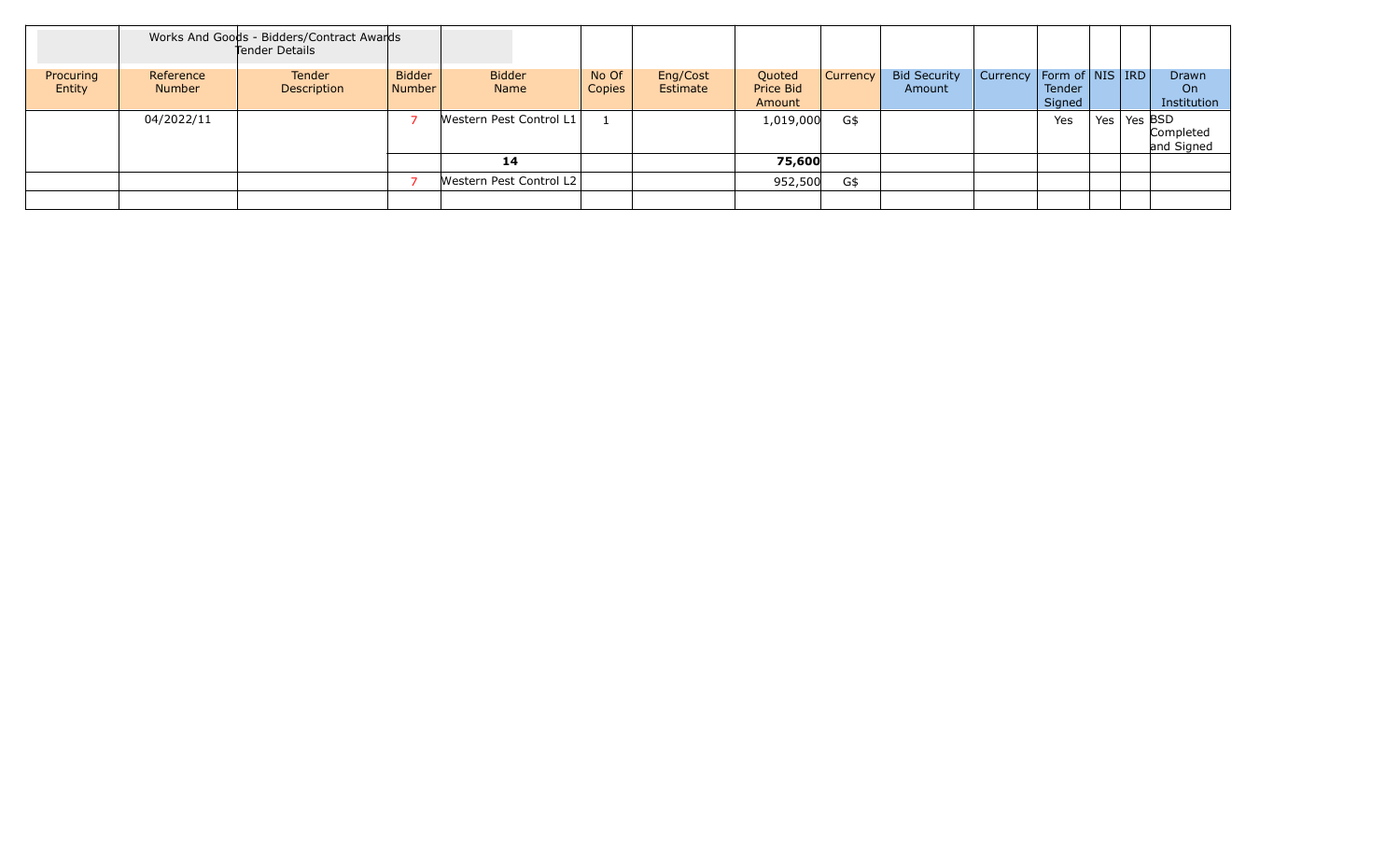| | Works And Goods - Bidders/Contract Awards Tender Details | | | | | | | | | | | | | | |
|---|---|---|---|---|---|---|---|---|---|---|---|---|---|---|---|
| Procuring Entity | Reference Number | Tender Description | Bidder Number | Bidder Name | No Of Copies | Eng/Cost Estimate | Quoted Price Bid Amount | Currency | Bid Security Amount | Currency | Form of Tender Signed | NIS | IRD | Drawn On Institution |
| | 04/2022/11 | | 7 | Western Pest Control L1 | 1 | | 1,019,000 | G$ | | | Yes | Yes | Yes | BSD Completed and Signed |
| | | | | **14** | | | **75,600** | | | | | | | |
| | | | 7 | Western Pest Control L2 | | | 952,500 | G$ | | | | | | |
| | | | | | | | | | | | | | | |